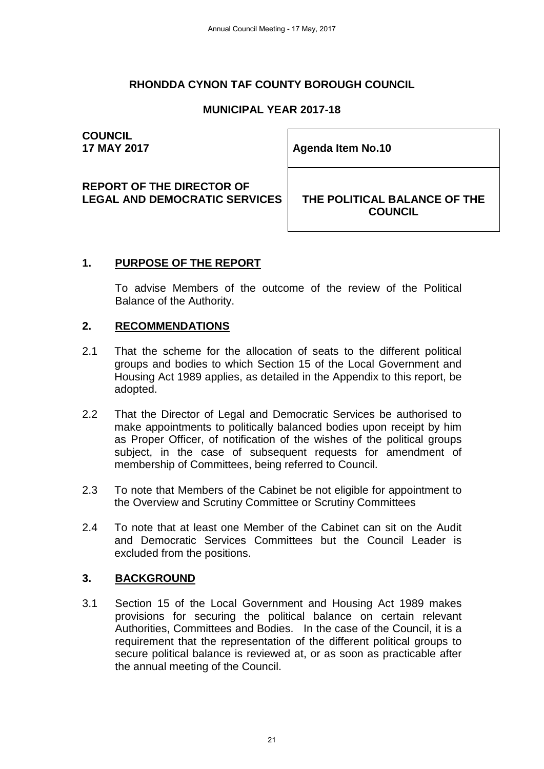# RHONDDA CYNON TAF COUNTY BOROUGH COUNCIL

## MUNICIPAL YEAR 2017-18

| **COUNCIL**<br>**17 MAY 2017** | **Agenda Item No.10** |
|---|---|
| **REPORT OF THE DIRECTOR OF LEGAL AND DEMOCRATIC SERVICES** | **THE POLITICAL BALANCE OF THE COUNCIL** |

## 1. PURPOSE OF THE REPORT

To advise Members of the outcome of the review of the Political Balance of the Authority.

## 2. RECOMMENDATIONS

2.1 That the scheme for the allocation of seats to the different political groups and bodies to which Section 15 of the Local Government and Housing Act 1989 applies, as detailed in the Appendix to this report, be adopted.

2.2 That the Director of Legal and Democratic Services be authorised to make appointments to politically balanced bodies upon receipt by him as Proper Officer, of notification of the wishes of the political groups subject, in the case of subsequent requests for amendment of membership of Committees, being referred to Council.

2.3 To note that Members of the Cabinet be not eligible for appointment to the Overview and Scrutiny Committee or Scrutiny Committees

2.4 To note that at least one Member of the Cabinet can sit on the Audit and Democratic Services Committees but the Council Leader is excluded from the positions.

## 3. BACKGROUND

3.1 Section 15 of the Local Government and Housing Act 1989 makes provisions for securing the political balance on certain relevant Authorities, Committees and Bodies. In the case of the Council, it is a requirement that the representation of the different political groups to secure political balance is reviewed at, or as soon as practicable after the annual meeting of the Council.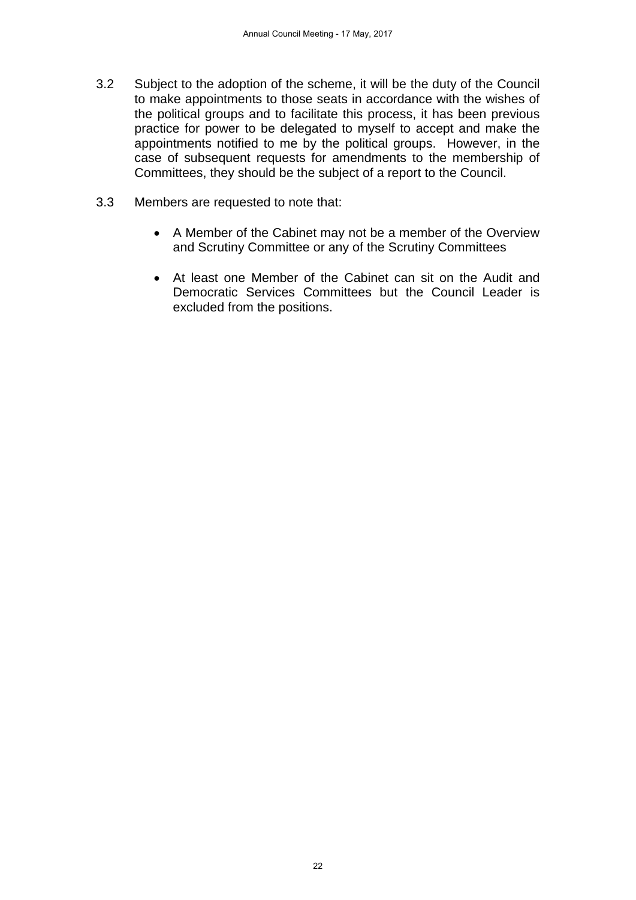3.2 Subject to the adoption of the scheme, it will be the duty of the Council to make appointments to those seats in accordance with the wishes of the political groups and to facilitate this process, it has been previous practice for power to be delegated to myself to accept and make the appointments notified to me by the political groups. However, in the case of subsequent requests for amendments to the membership of Committees, they should be the subject of a report to the Council.

3.3 Members are requested to note that:

- A Member of the Cabinet may not be a member of the Overview and Scrutiny Committee or any of the Scrutiny Committees
- At least one Member of the Cabinet can sit on the Audit and Democratic Services Committees but the Council Leader is excluded from the positions.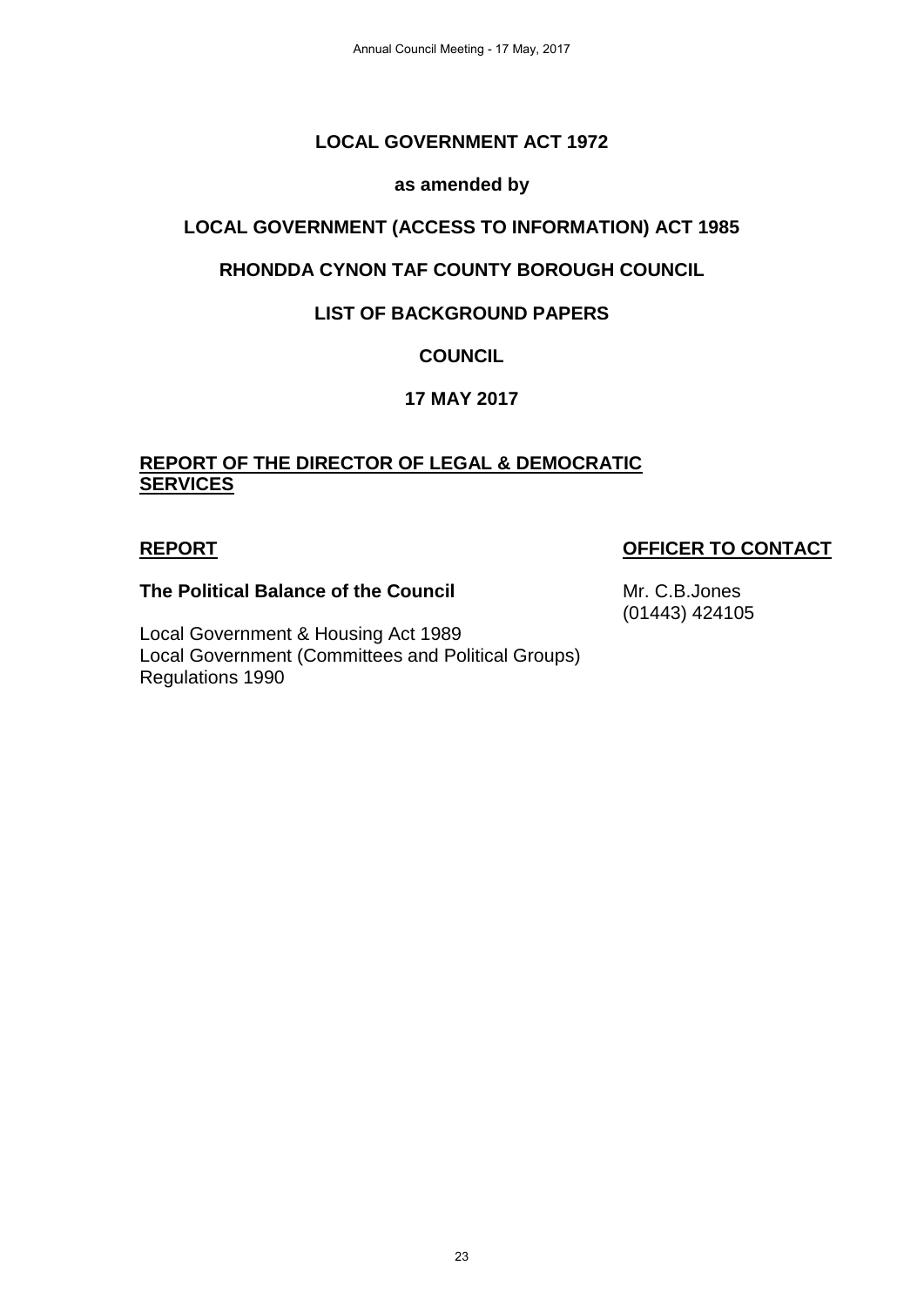**LOCAL GOVERNMENT ACT 1972**

**as amended by**

**LOCAL GOVERNMENT (ACCESS TO INFORMATION) ACT 1985**

**RHONDDA CYNON TAF COUNTY BOROUGH COUNCIL**

**LIST OF BACKGROUND PAPERS**

**COUNCIL**

**17 MAY 2017**

**REPORT OF THE DIRECTOR OF LEGAL & DEMOCRATIC SERVICES**

| **REPORT** | **OFFICER TO CONTACT** |
|---|---|
| **The Political Balance of the Council** | Mr. C.B.Jones (01443) 424105 |

Local Government & Housing Act 1989
Local Government (Committees and Political Groups) Regulations 1990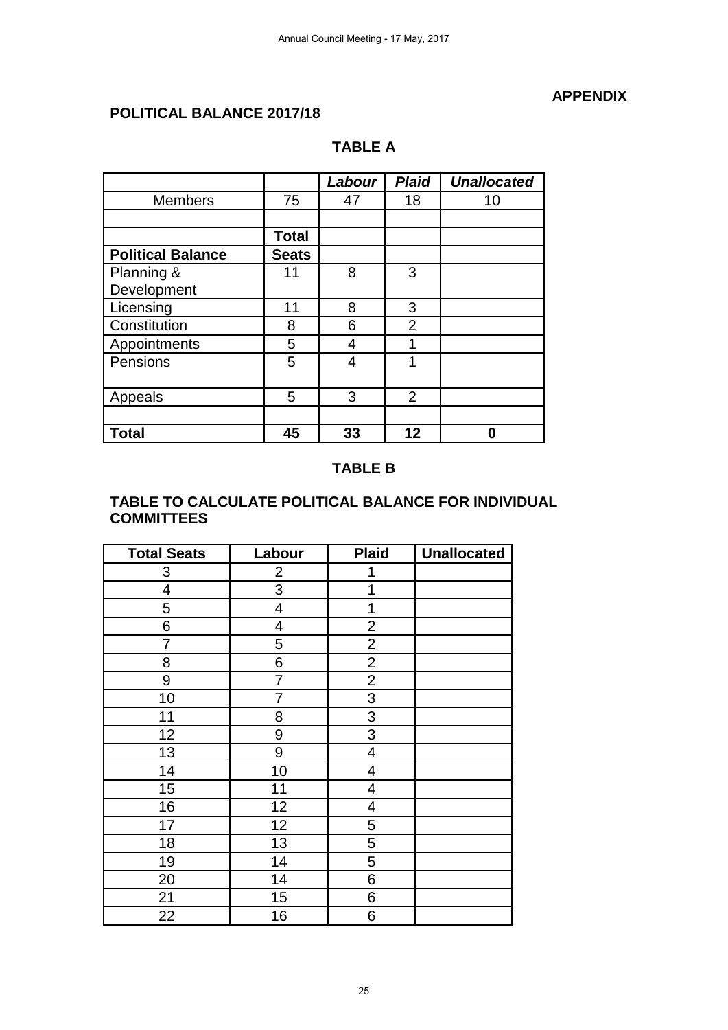**APPENDIX**

**POLITICAL BALANCE 2017/18**

**TABLE A**

| | | ***Labour*** | ***Plaid*** | ***Unallocated*** |
|---|---|---|---|---|
| Members | 75 | 47 | 18 | 10 |
| | | | | |
| | **Total** | | | |
| **Political Balance** | **Seats** | | | |
| Planning & Development | 11 | 8 | 3 | |
| Licensing | 11 | 8 | 3 | |
| Constitution | 8 | 6 | 2 | |
| Appointments | 5 | 4 | 1 | |
| Pensions | 5 | 4 | 1 | |
| Appeals | 5 | 3 | 2 | |
| | | | | |
| **Total** | **45** | **33** | **12** | **0** |

**TABLE B**

**TABLE TO CALCULATE POLITICAL BALANCE FOR INDIVIDUAL COMMITTEES**

| **Total Seats** | **Labour** | **Plaid** | **Unallocated** |
|---|---|---|---|
| 3 | 2 | 1 | |
| 4 | 3 | 1 | |
| 5 | 4 | 1 | |
| 6 | 4 | 2 | |
| 7 | 5 | 2 | |
| 8 | 6 | 2 | |
| 9 | 7 | 2 | |
| 10 | 7 | 3 | |
| 11 | 8 | 3 | |
| 12 | 9 | 3 | |
| 13 | 9 | 4 | |
| 14 | 10 | 4 | |
| 15 | 11 | 4 | |
| 16 | 12 | 4 | |
| 17 | 12 | 5 | |
| 18 | 13 | 5 | |
| 19 | 14 | 5 | |
| 20 | 14 | 6 | |
| 21 | 15 | 6 | |
| 22 | 16 | 6 | |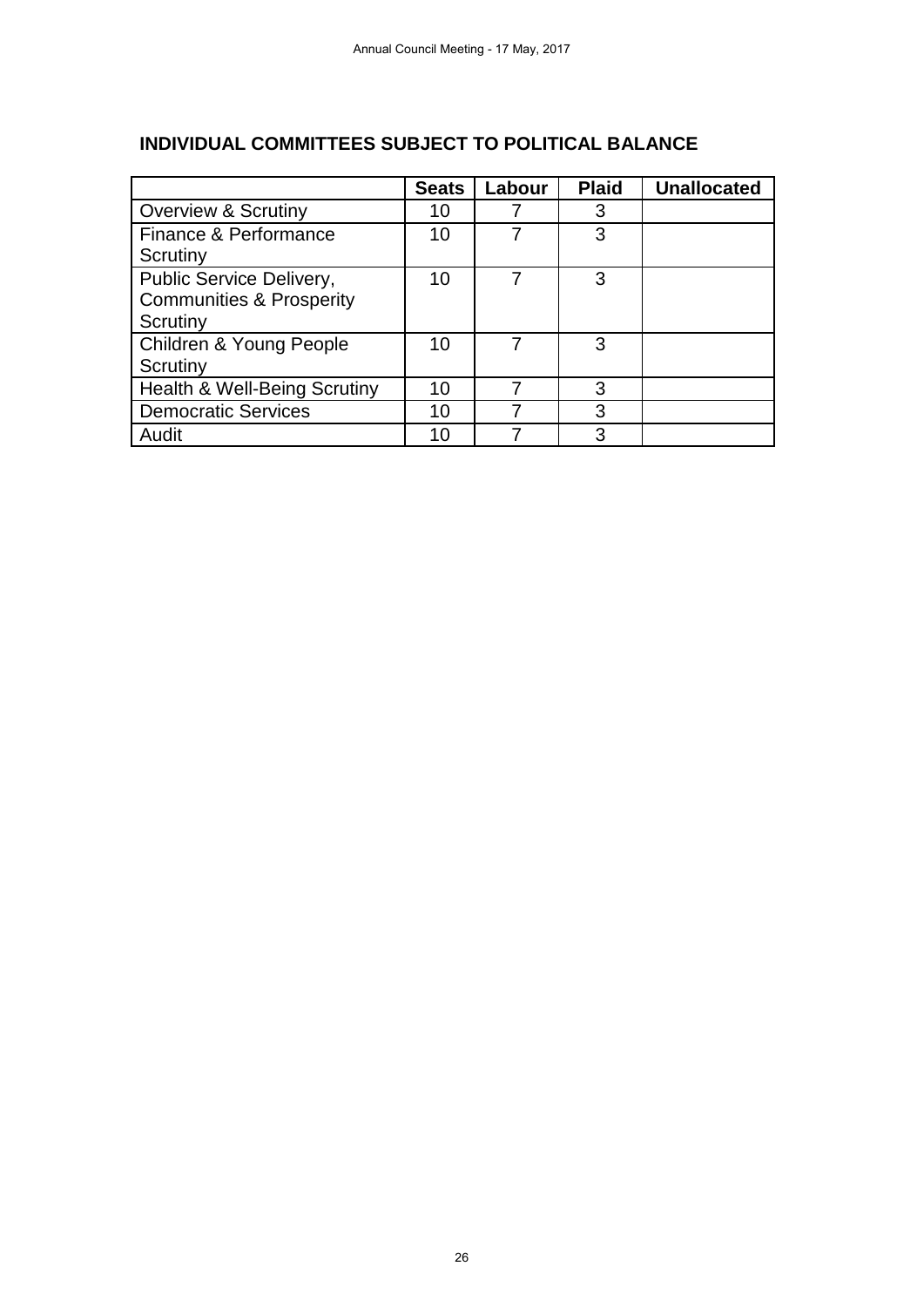## INDIVIDUAL COMMITTEES SUBJECT TO POLITICAL BALANCE

| | Seats | Labour | Plaid | Unallocated |
|---|---|---|---|---|
| Overview & Scrutiny | 10 | 7 | 3 | |
| Finance & Performance Scrutiny | 10 | 7 | 3 | |
| Public Service Delivery, Communities & Prosperity Scrutiny | 10 | 7 | 3 | |
| Children & Young People Scrutiny | 10 | 7 | 3 | |
| Health & Well-Being Scrutiny | 10 | 7 | 3 | |
| Democratic Services | 10 | 7 | 3 | |
| Audit | 10 | 7 | 3 | |